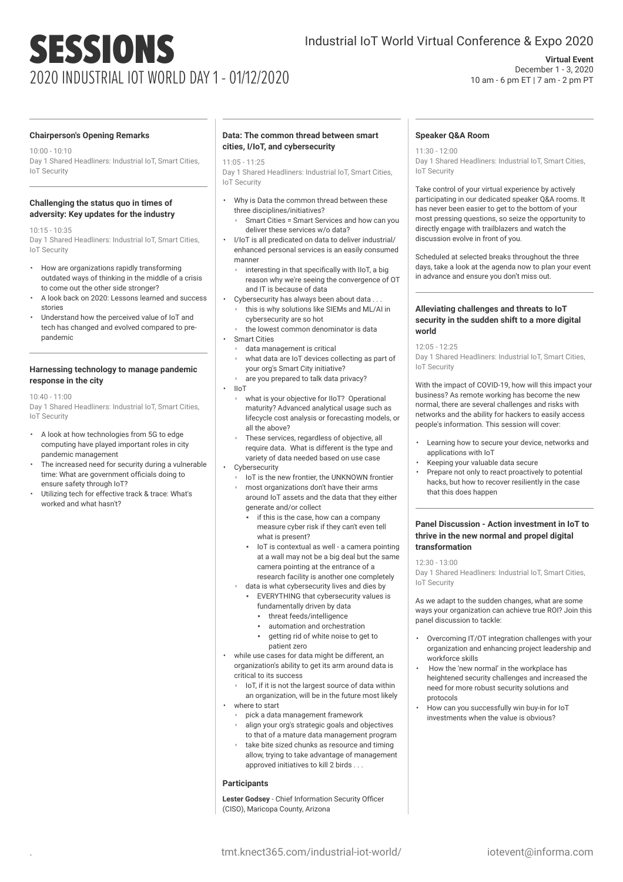# SESSIONS

## 2020 INDUSTRIAL IOT WORLD DAY 1 - 01/12/2020

Industrial IoT World Virtual Conference & Expo 2020

**Virtual Event**
December 1 - 3, 2020
10 am - 6 pm ET | 7 am - 2 pm PT

### Chairperson's Opening Remarks

10:00 - 10:10
Day 1 Shared Headliners: Industrial IoT, Smart Cities, IoT Security

### Challenging the status quo in times of adversity: Key updates for the industry

10:15 - 10:35
Day 1 Shared Headliners: Industrial IoT, Smart Cities, IoT Security

- How are organizations rapidly transforming outdated ways of thinking in the middle of a crisis to come out the other side stronger?
- A look back on 2020: Lessons learned and success stories
- Understand how the perceived value of IoT and tech has changed and evolved compared to pre-pandemic

### Harnessing technology to manage pandemic response in the city

10:40 - 11:00
Day 1 Shared Headliners: Industrial IoT, Smart Cities, IoT Security

- A look at how technologies from 5G to edge computing have played important roles in city pandemic management
- The increased need for security during a vulnerable time: What are government officials doing to ensure safety through IoT?
- Utilizing tech for effective track & trace: What's worked and what hasn't?

### Data: The common thread between smart cities, I/IoT, and cybersecurity

11:05 - 11:25
Day 1 Shared Headliners: Industrial IoT, Smart Cities, IoT Security

- Why is Data the common thread between these three disciplines/initiatives?
  - Smart Cities = Smart Services and how can you deliver these services w/o data?
- I/IoT is all predicated on data to deliver industrial/enhanced personal services is an easily consumed manner
  - interesting in that specifically with IIoT, a big reason why we're seeing the convergence of OT and IT is because of data
- Cybersecurity has always been about data . . .
  - this is why solutions like SIEMs and ML/AI in cybersecurity are so hot
  - the lowest common denominator is data
- Smart Cities
  - data management is critical
  - what data are IoT devices collecting as part of your org's Smart City initiative?
  - are you prepared to talk data privacy?
- IIoT
  - what is your objective for IIoT? Operational maturity? Advanced analytical usage such as lifecycle cost analysis or forecasting models, or all the above?
  - These services, regardless of objective, all require data. What is different is the type and variety of data needed based on use case
- Cybersecurity
  - IoT is the new frontier, the UNKNOWN frontier
  - most organizations don't have their arms around IoT assets and the data that they either generate and/or collect
    - if this is the case, how can a company measure cyber risk if they can't even tell what is present?
    - IoT is contextual as well - a camera pointing at a wall may not be a big deal but the same camera pointing at the entrance of a research facility is another one completely
  - data is what cybersecurity lives and dies by
    - EVERYTHING that cybersecurity values is fundamentally driven by data
      - threat feeds/intelligence
      - automation and orchestration
      - getting rid of white noise to get to patient zero
- while use cases for data might be different, an organization's ability to get its arm around data is critical to its success
  - IoT, if it is not the largest source of data within an organization, will be in the future most likely
- where to start
  - pick a data management framework
  - align your org's strategic goals and objectives to that of a mature data management program
  - take bite sized chunks as resource and timing allow, trying to take advantage of management approved initiatives to kill 2 birds . . .

#### Participants

**Lester Godsey** - Chief Information Security Officer (CISO), Maricopa County, Arizona

### Speaker Q&A Room

11:30 - 12:00
Day 1 Shared Headliners: Industrial IoT, Smart Cities, IoT Security

Take control of your virtual experience by actively participating in our dedicated speaker Q&A rooms. It has never been easier to get to the bottom of your most pressing questions, so seize the opportunity to directly engage with trailblazers and watch the discussion evolve in front of you.

Scheduled at selected breaks throughout the three days, take a look at the agenda now to plan your event in advance and ensure you don't miss out.

### Alleviating challenges and threats to IoT security in the sudden shift to a more digital world

12:05 - 12:25
Day 1 Shared Headliners: Industrial IoT, Smart Cities, IoT Security

With the impact of COVID-19, how will this impact your business? As remote working has become the new normal, there are several challenges and risks with networks and the ability for hackers to easily access people's information. This session will cover:

- Learning how to secure your device, networks and applications with IoT
- Keeping your valuable data secure
- Prepare not only to react proactively to potential hacks, but how to recover resiliently in the case that this does happen

### Panel Discussion - Action investment in IoT to thrive in the new normal and propel digital transformation

12:30 - 13:00
Day 1 Shared Headliners: Industrial IoT, Smart Cities, IoT Security

As we adapt to the sudden changes, what are some ways your organization can achieve true ROI? Join this panel discussion to tackle:

- Overcoming IT/OT integration challenges with your organization and enhancing project leadership and workforce skills
- How the 'new normal' in the workplace has heightened security challenges and increased the need for more robust security solutions and protocols
- How can you successfully win buy-in for IoT investments when the value is obvious?

tmt.knect365.com/industrial-iot-world/ iotevent@informa.com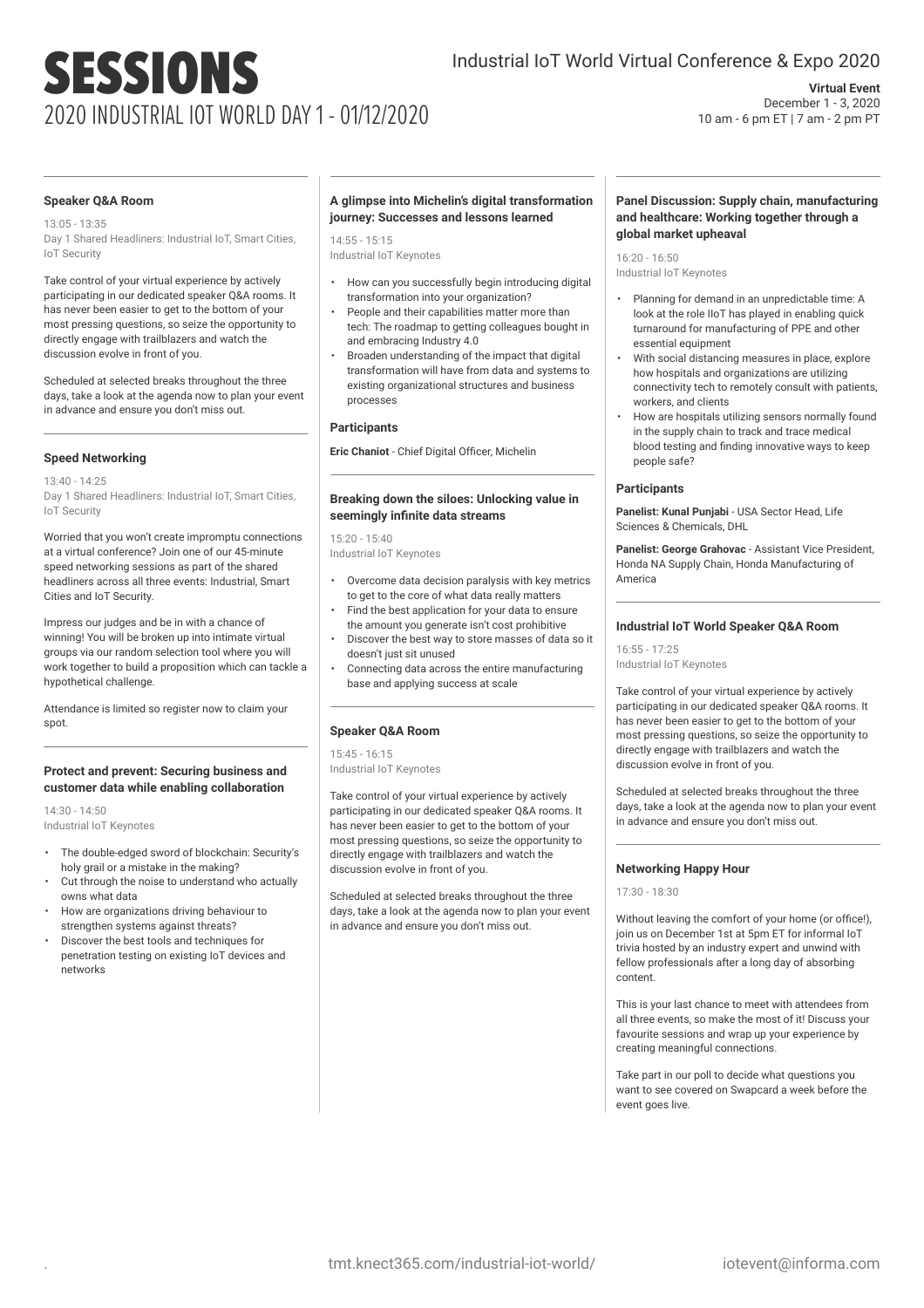# SESSIONS

## 2020 INDUSTRIAL IOT WORLD DAY 1 - 01/12/2020

Industrial IoT World Virtual Conference & Expo 2020

**Virtual Event**
December 1 - 3, 2020
10 am - 6 pm ET | 7 am - 2 pm PT

---

### Speaker Q&A Room

13:05 - 13:35
Day 1 Shared Headliners: Industrial IoT, Smart Cities, IoT Security

Take control of your virtual experience by actively participating in our dedicated speaker Q&A rooms. It has never been easier to get to the bottom of your most pressing questions, so seize the opportunity to directly engage with trailblazers and watch the discussion evolve in front of you.

Scheduled at selected breaks throughout the three days, take a look at the agenda now to plan your event in advance and ensure you don't miss out.

---

### Speed Networking

13:40 - 14:25
Day 1 Shared Headliners: Industrial IoT, Smart Cities, IoT Security

Worried that you won't create impromptu connections at a virtual conference? Join one of our 45-minute speed networking sessions as part of the shared headliners across all three events: Industrial, Smart Cities and IoT Security.

Impress our judges and be in with a chance of winning! You will be broken up into intimate virtual groups via our random selection tool where you will work together to build a proposition which can tackle a hypothetical challenge.

Attendance is limited so register now to claim your spot.

---

### Protect and prevent: Securing business and customer data while enabling collaboration

14:30 - 14:50
Industrial IoT Keynotes

- The double-edged sword of blockchain: Security's holy grail or a mistake in the making?
- Cut through the noise to understand who actually owns what data
- How are organizations driving behaviour to strengthen systems against threats?
- Discover the best tools and techniques for penetration testing on existing IoT devices and networks

---

### A glimpse into Michelin's digital transformation journey: Successes and lessons learned

14:55 - 15:15
Industrial IoT Keynotes

- How can you successfully begin introducing digital transformation into your organization?
- People and their capabilities matter more than tech: The roadmap to getting colleagues bought in and embracing Industry 4.0
- Broaden understanding of the impact that digital transformation will have from data and systems to existing organizational structures and business processes

#### Participants

**Eric Chaniot** - Chief Digital Officer, Michelin

---

### Breaking down the siloes: Unlocking value in seemingly infinite data streams

15:20 - 15:40
Industrial IoT Keynotes

- Overcome data decision paralysis with key metrics to get to the core of what data really matters
- Find the best application for your data to ensure the amount you generate isn't cost prohibitive
- Discover the best way to store masses of data so it doesn't just sit unused
- Connecting data across the entire manufacturing base and applying success at scale

---

### Speaker Q&A Room

15:45 - 16:15
Industrial IoT Keynotes

Take control of your virtual experience by actively participating in our dedicated speaker Q&A rooms. It has never been easier to get to the bottom of your most pressing questions, so seize the opportunity to directly engage with trailblazers and watch the discussion evolve in front of you.

Scheduled at selected breaks throughout the three days, take a look at the agenda now to plan your event in advance and ensure you don't miss out.

---

### Panel Discussion: Supply chain, manufacturing and healthcare: Working together through a global market upheaval

16:20 - 16:50
Industrial IoT Keynotes

- Planning for demand in an unpredictable time: A look at the role IIoT has played in enabling quick turnaround for manufacturing of PPE and other essential equipment
- With social distancing measures in place, explore how hospitals and organizations are utilizing connectivity tech to remotely consult with patients, workers, and clients
- How are hospitals utilizing sensors normally found in the supply chain to track and trace medical blood testing and finding innovative ways to keep people safe?

#### Participants

**Panelist: Kunal Punjabi** - USA Sector Head, Life Sciences & Chemicals, DHL

**Panelist: George Grahovac** - Assistant Vice President, Honda NA Supply Chain, Honda Manufacturing of America

---

### Industrial IoT World Speaker Q&A Room

16:55 - 17:25
Industrial IoT Keynotes

Take control of your virtual experience by actively participating in our dedicated speaker Q&A rooms. It has never been easier to get to the bottom of your most pressing questions, so seize the opportunity to directly engage with trailblazers and watch the discussion evolve in front of you.

Scheduled at selected breaks throughout the three days, take a look at the agenda now to plan your event in advance and ensure you don't miss out.

---

### Networking Happy Hour

17:30 - 18:30

Without leaving the comfort of your home (or office!), join us on December 1st at 5pm ET for informal IoT trivia hosted by an industry expert and unwind with fellow professionals after a long day of absorbing content.

This is your last chance to meet with attendees from all three events, so make the most of it! Discuss your favourite sessions and wrap up your experience by creating meaningful connections.

Take part in our poll to decide what questions you want to see covered on Swapcard a week before the event goes live.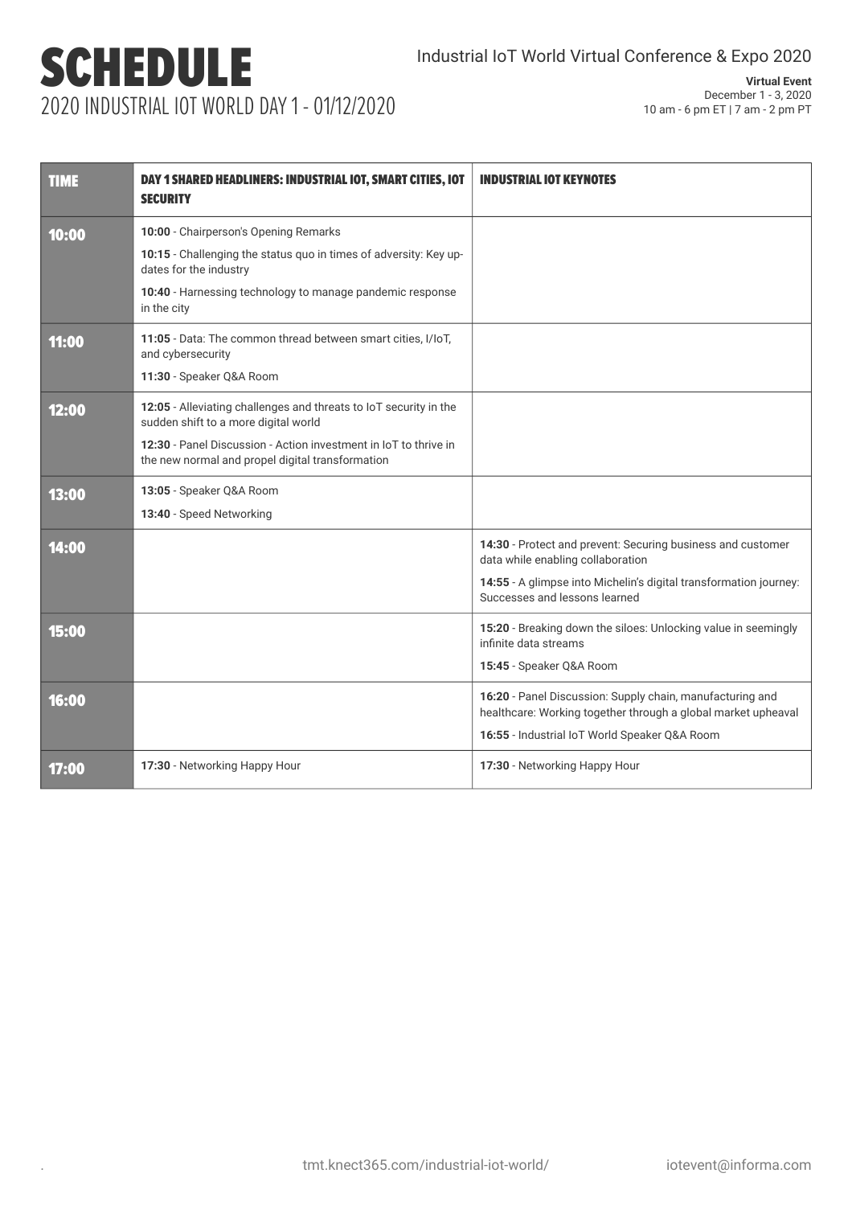# SCHEDULE

## 2020 INDUSTRIAL IOT WORLD DAY 1 - 01/12/2020

Industrial IoT World Virtual Conference & Expo 2020

**Virtual Event**
December 1 - 3, 2020
10 am - 6 pm ET | 7 am - 2 pm PT

| TIME | DAY 1 SHARED HEADLINERS: INDUSTRIAL IOT, SMART CITIES, IOT SECURITY | INDUSTRIAL IOT KEYNOTES |
| --- | --- | --- |
| 10:00 | **10:00** - Chairperson's Opening Remarks<br>**10:15** - Challenging the status quo in times of adversity: Key updates for the industry<br>**10:40** - Harnessing technology to manage pandemic response in the city | |
| 11:00 | **11:05** - Data: The common thread between smart cities, I/IoT, and cybersecurity<br>**11:30** - Speaker Q&A Room | |
| 12:00 | **12:05** - Alleviating challenges and threats to IoT security in the sudden shift to a more digital world<br>**12:30** - Panel Discussion - Action investment in IoT to thrive in the new normal and propel digital transformation | |
| 13:00 | **13:05** - Speaker Q&A Room<br>**13:40** - Speed Networking | |
| 14:00 | | **14:30** - Protect and prevent: Securing business and customer data while enabling collaboration<br>**14:55** - A glimpse into Michelin's digital transformation journey: Successes and lessons learned |
| 15:00 | | **15:20** - Breaking down the siloes: Unlocking value in seemingly infinite data streams<br>**15:45** - Speaker Q&A Room |
| 16:00 | | **16:20** - Panel Discussion: Supply chain, manufacturing and healthcare: Working together through a global market upheaval<br>**16:55** - Industrial IoT World Speaker Q&A Room |
| 17:00 | **17:30** - Networking Happy Hour | **17:30** - Networking Happy Hour |

tmt.knect365.com/industrial-iot-world/ iotevent@informa.com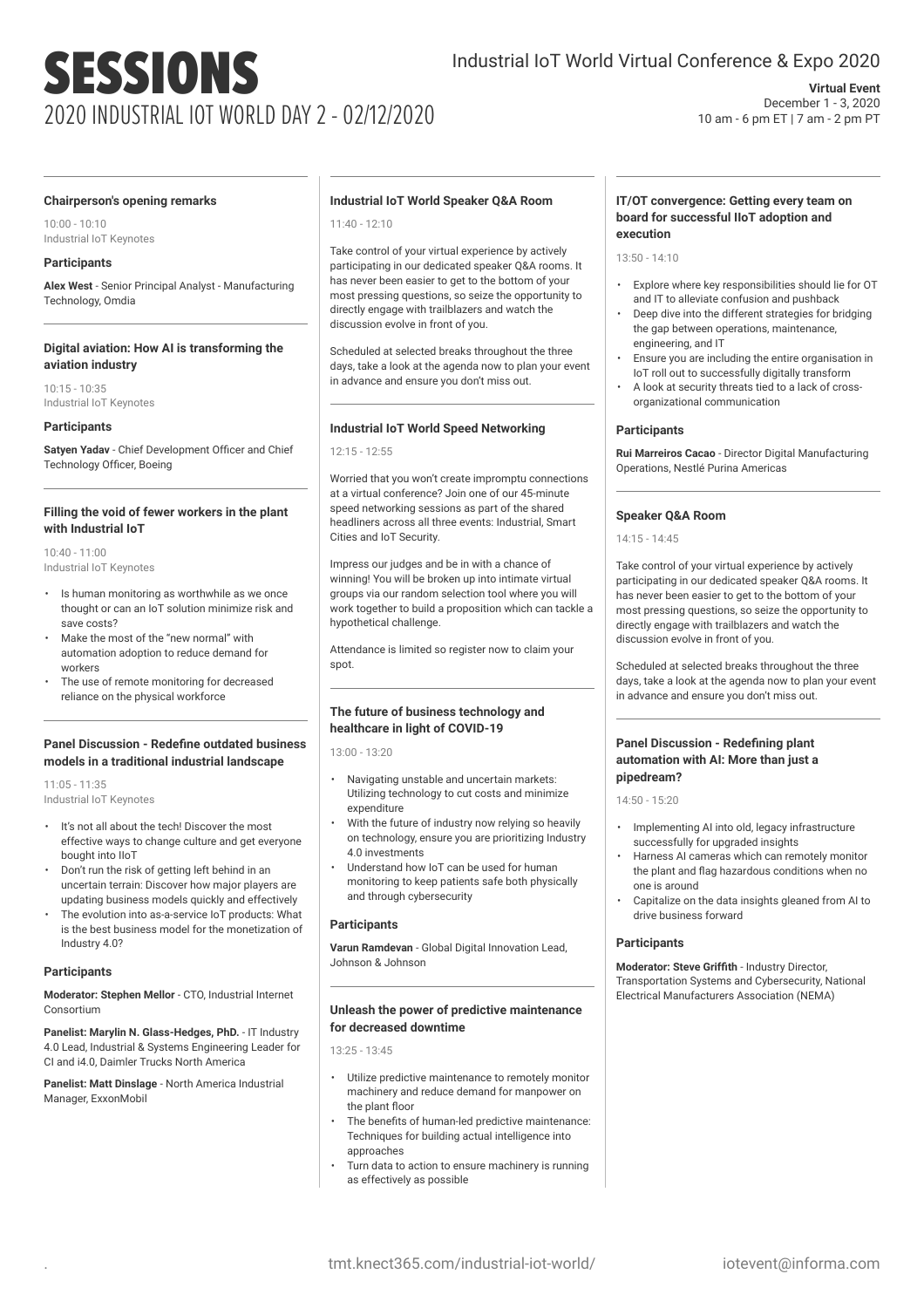# SESSIONS

## 2020 INDUSTRIAL IOT WORLD DAY 2 - 02/12/2020

Industrial IoT World Virtual Conference & Expo 2020

**Virtual Event**
December 1 - 3, 2020
10 am - 6 pm ET | 7 am - 2 pm PT

---

### Chairperson's opening remarks

10:00 - 10:10
Industrial IoT Keynotes

#### Participants

**Alex West** - Senior Principal Analyst - Manufacturing Technology, Omdia

---

### Digital aviation: How AI is transforming the aviation industry

10:15 - 10:35
Industrial IoT Keynotes

#### Participants

**Satyen Yadav** - Chief Development Officer and Chief Technology Officer, Boeing

---

### Filling the void of fewer workers in the plant with Industrial IoT

10:40 - 11:00
Industrial IoT Keynotes

- Is human monitoring as worthwhile as we once thought or can an IoT solution minimize risk and save costs?
- Make the most of the "new normal" with automation adoption to reduce demand for workers
- The use of remote monitoring for decreased reliance on the physical workforce

---

### Panel Discussion - Redefine outdated business models in a traditional industrial landscape

11:05 - 11:35
Industrial IoT Keynotes

- It's not all about the tech! Discover the most effective ways to change culture and get everyone bought into IIoT
- Don't run the risk of getting left behind in an uncertain terrain: Discover how major players are updating business models quickly and effectively
- The evolution into as-a-service IoT products: What is the best business model for the monetization of Industry 4.0?

#### Participants

**Moderator: Stephen Mellor** - CTO, Industrial Internet Consortium

**Panelist: Marylin N. Glass-Hedges, PhD.** - IT Industry 4.0 Lead, Industrial & Systems Engineering Leader for CI and i4.0, Daimler Trucks North America

**Panelist: Matt Dinslage** - North America Industrial Manager, ExxonMobil

---

### Industrial IoT World Speaker Q&A Room

11:40 - 12:10

Take control of your virtual experience by actively participating in our dedicated speaker Q&A rooms. It has never been easier to get to the bottom of your most pressing questions, so seize the opportunity to directly engage with trailblazers and watch the discussion evolve in front of you.

Scheduled at selected breaks throughout the three days, take a look at the agenda now to plan your event in advance and ensure you don't miss out.

---

### Industrial IoT World Speed Networking

12:15 - 12:55

Worried that you won't create impromptu connections at a virtual conference? Join one of our 45-minute speed networking sessions as part of the shared headliners across all three events: Industrial, Smart Cities and IoT Security.

Impress our judges and be in with a chance of winning! You will be broken up into intimate virtual groups via our random selection tool where you will work together to build a proposition which can tackle a hypothetical challenge.

Attendance is limited so register now to claim your spot.

---

### The future of business technology and healthcare in light of COVID-19

13:00 - 13:20

- Navigating unstable and uncertain markets: Utilizing technology to cut costs and minimize expenditure
- With the future of industry now relying so heavily on technology, ensure you are prioritizing Industry 4.0 investments
- Understand how IoT can be used for human monitoring to keep patients safe both physically and through cybersecurity

#### Participants

**Varun Ramdevan** - Global Digital Innovation Lead, Johnson & Johnson

---

### Unleash the power of predictive maintenance for decreased downtime

13:25 - 13:45

- Utilize predictive maintenance to remotely monitor machinery and reduce demand for manpower on the plant floor
- The benefits of human-led predictive maintenance: Techniques for building actual intelligence into approaches
- Turn data to action to ensure machinery is running as effectively as possible

---

### IT/OT convergence: Getting every team on board for successful IIoT adoption and execution

13:50 - 14:10

- Explore where key responsibilities should lie for OT and IT to alleviate confusion and pushback
- Deep dive into the different strategies for bridging the gap between operations, maintenance, engineering, and IT
- Ensure you are including the entire organisation in IoT roll out to successfully digitally transform
- A look at security threats tied to a lack of cross-organizational communication

#### Participants

**Rui Marreiros Cacao** - Director Digital Manufacturing Operations, Nestlé Purina Americas

---

### Speaker Q&A Room

14:15 - 14:45

Take control of your virtual experience by actively participating in our dedicated speaker Q&A rooms. It has never been easier to get to the bottom of your most pressing questions, so seize the opportunity to directly engage with trailblazers and watch the discussion evolve in front of you.

Scheduled at selected breaks throughout the three days, take a look at the agenda now to plan your event in advance and ensure you don't miss out.

---

### Panel Discussion - Redefining plant automation with AI: More than just a pipedream?

14:50 - 15:20

- Implementing AI into old, legacy infrastructure successfully for upgraded insights
- Harness AI cameras which can remotely monitor the plant and flag hazardous conditions when no one is around
- Capitalize on the data insights gleaned from AI to drive business forward

#### Participants

**Moderator: Steve Griffith** - Industry Director, Transportation Systems and Cybersecurity, National Electrical Manufacturers Association (NEMA)

tmt.knect365.com/industrial-iot-world/ iotevent@informa.com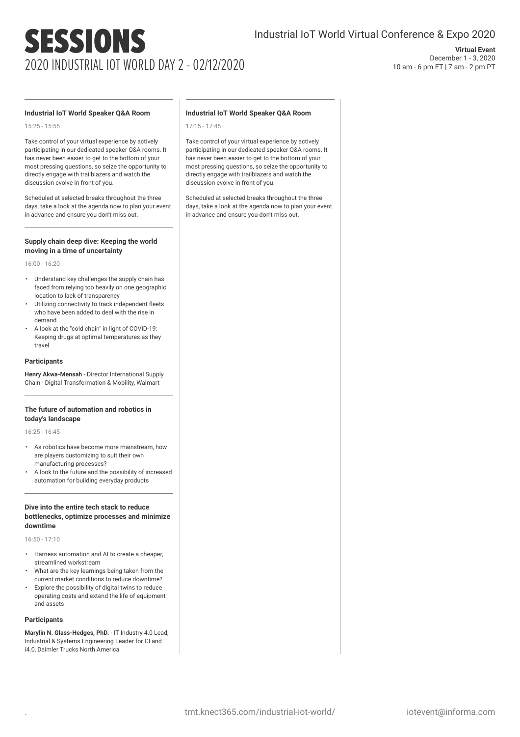# SESSIONS

## 2020 INDUSTRIAL IOT WORLD DAY 2 - 02/12/2020

Industrial IoT World Virtual Conference & Expo 2020

**Virtual Event**
December 1 - 3, 2020
10 am - 6 pm ET | 7 am - 2 pm PT

---

### Industrial IoT World Speaker Q&A Room

15:25 - 15:55

Take control of your virtual experience by actively participating in our dedicated speaker Q&A rooms. It has never been easier to get to the bottom of your most pressing questions, so seize the opportunity to directly engage with trailblazers and watch the discussion evolve in front of you.

Scheduled at selected breaks throughout the three days, take a look at the agenda now to plan your event in advance and ensure you don't miss out.

---

### Supply chain deep dive: Keeping the world moving in a time of uncertainty

16:00 - 16:20

- Understand key challenges the supply chain has faced from relying too heavily on one geographic location to lack of transparency
- Utilizing connectivity to track independent fleets who have been added to deal with the rise in demand
- A look at the "cold chain" in light of COVID-19: Keeping drugs at optimal temperatures as they travel

#### Participants

**Henry Akwa-Mensah** - Director International Supply Chain - Digital Transformation & Mobility, Walmart

---

### The future of automation and robotics in today's landscape

16:25 - 16:45

- As robotics have become more mainstream, how are players customizing to suit their own manufacturing processes?
- A look to the future and the possibility of increased automation for building everyday products

---

### Dive into the entire tech stack to reduce bottlenecks, optimize processes and minimize downtime

16:50 - 17:10

- Harness automation and AI to create a cheaper, streamlined workstream
- What are the key learnings being taken from the current market conditions to reduce downtime?
- Explore the possibility of digital twins to reduce operating costs and extend the life of equipment and assets

#### Participants

**Marylin N. Glass-Hedges, PhD.** - IT Industry 4.0 Lead, Industrial & Systems Engineering Leader for CI and i4.0, Daimler Trucks North America

---

### Industrial IoT World Speaker Q&A Room

17:15 - 17:45

Take control of your virtual experience by actively participating in our dedicated speaker Q&A rooms. It has never been easier to get to the bottom of your most pressing questions, so seize the opportunity to directly engage with trailblazers and watch the discussion evolve in front of you.

Scheduled at selected breaks throughout the three days, take a look at the agenda now to plan your event in advance and ensure you don't miss out.

tmt.knect365.com/industrial-iot-world/ iotevent@informa.com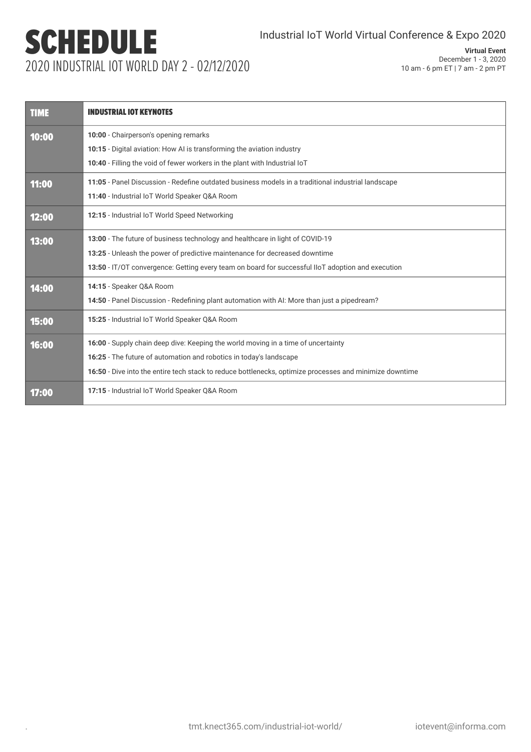# SCHEDULE

2020 INDUSTRIAL IOT WORLD DAY 2 - 02/12/2020

Industrial IoT World Virtual Conference & Expo 2020

**Virtual Event**
December 1 - 3, 2020
10 am - 6 pm ET | 7 am - 2 pm PT

| TIME | INDUSTRIAL IOT KEYNOTES |
|---|---|
| 10:00 | **10:00** - Chairperson's opening remarks<br>**10:15** - Digital aviation: How AI is transforming the aviation industry<br>**10:40** - Filling the void of fewer workers in the plant with Industrial IoT |
| 11:00 | **11:05** - Panel Discussion - Redefine outdated business models in a traditional industrial landscape<br>**11:40** - Industrial IoT World Speaker Q&A Room |
| 12:00 | **12:15** - Industrial IoT World Speed Networking |
| 13:00 | **13:00** - The future of business technology and healthcare in light of COVID-19<br>**13:25** - Unleash the power of predictive maintenance for decreased downtime<br>**13:50** - IT/OT convergence: Getting every team on board for successful IIoT adoption and execution |
| 14:00 | **14:15** - Speaker Q&A Room<br>**14:50** - Panel Discussion - Redefining plant automation with AI: More than just a pipedream? |
| 15:00 | **15:25** - Industrial IoT World Speaker Q&A Room |
| 16:00 | **16:00** - Supply chain deep dive: Keeping the world moving in a time of uncertainty<br>**16:25** - The future of automation and robotics in today's landscape<br>**16:50** - Dive into the entire tech stack to reduce bottlenecks, optimize processes and minimize downtime |
| 17:00 | **17:15** - Industrial IoT World Speaker Q&A Room |

tmt.knect365.com/industrial-iot-world/ iotevent@informa.com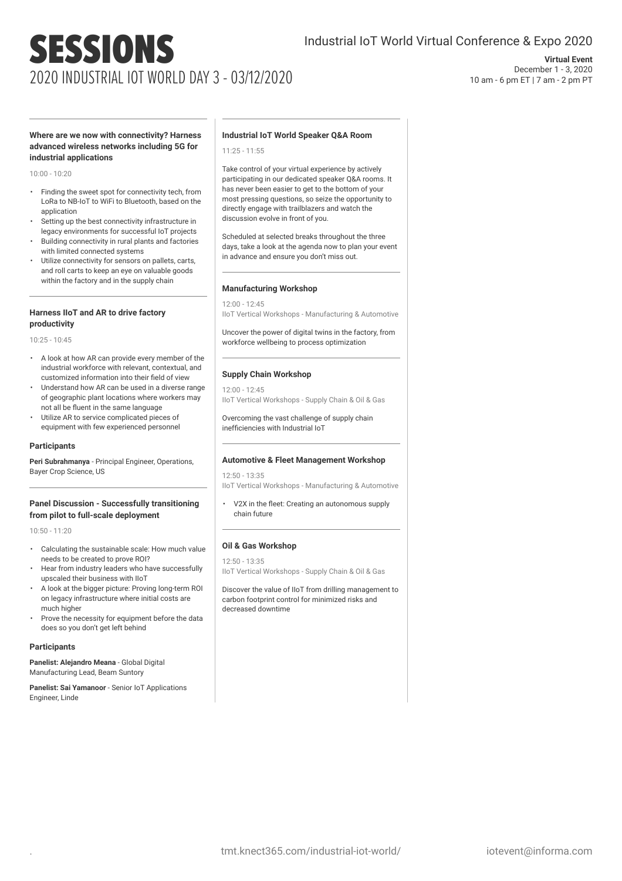# SESSIONS

## 2020 INDUSTRIAL IOT WORLD DAY 3 - 03/12/2020

Industrial IoT World Virtual Conference & Expo 2020

**Virtual Event**
December 1 - 3, 2020
10 am - 6 pm ET | 7 am - 2 pm PT

---

### Where are we now with connectivity? Harness advanced wireless networks including 5G for industrial applications

10:00 - 10:20

- Finding the sweet spot for connectivity tech, from LoRa to NB-IoT to WiFi to Bluetooth, based on the application
- Setting up the best connectivity infrastructure in legacy environments for successful IoT projects
- Building connectivity in rural plants and factories with limited connected systems
- Utilize connectivity for sensors on pallets, carts, and roll carts to keep an eye on valuable goods within the factory and in the supply chain

---

### Harness IIoT and AR to drive factory productivity

10:25 - 10:45

- A look at how AR can provide every member of the industrial workforce with relevant, contextual, and customized information into their field of view
- Understand how AR can be used in a diverse range of geographic plant locations where workers may not all be fluent in the same language
- Utilize AR to service complicated pieces of equipment with few experienced personnel

**Participants**

**Peri Subrahmanya** - Principal Engineer, Operations, Bayer Crop Science, US

---

### Panel Discussion - Successfully transitioning from pilot to full-scale deployment

10:50 - 11:20

- Calculating the sustainable scale: How much value needs to be created to prove ROI?
- Hear from industry leaders who have successfully upscaled their business with IIoT
- A look at the bigger picture: Proving long-term ROI on legacy infrastructure where initial costs are much higher
- Prove the necessity for equipment before the data does so you don't get left behind

**Participants**

**Panelist: Alejandro Meana** - Global Digital Manufacturing Lead, Beam Suntory

**Panelist: Sai Yamanoor** - Senior IoT Applications Engineer, Linde

---

### Industrial IoT World Speaker Q&A Room

11:25 - 11:55

Take control of your virtual experience by actively participating in our dedicated speaker Q&A rooms. It has never been easier to get to the bottom of your most pressing questions, so seize the opportunity to directly engage with trailblazers and watch the discussion evolve in front of you.

Scheduled at selected breaks throughout the three days, take a look at the agenda now to plan your event in advance and ensure you don't miss out.

---

### Manufacturing Workshop

12:00 - 12:45
IIoT Vertical Workshops - Manufacturing & Automotive

Uncover the power of digital twins in the factory, from workforce wellbeing to process optimization

---

### Supply Chain Workshop

12:00 - 12:45
IIoT Vertical Workshops - Supply Chain & Oil & Gas

Overcoming the vast challenge of supply chain inefficiencies with Industrial IoT

---

### Automotive & Fleet Management Workshop

12:50 - 13:35
IIoT Vertical Workshops - Manufacturing & Automotive

- V2X in the fleet: Creating an autonomous supply chain future

---

### Oil & Gas Workshop

12:50 - 13:35
IIoT Vertical Workshops - Supply Chain & Oil & Gas

Discover the value of IIoT from drilling management to carbon footprint control for minimized risks and decreased downtime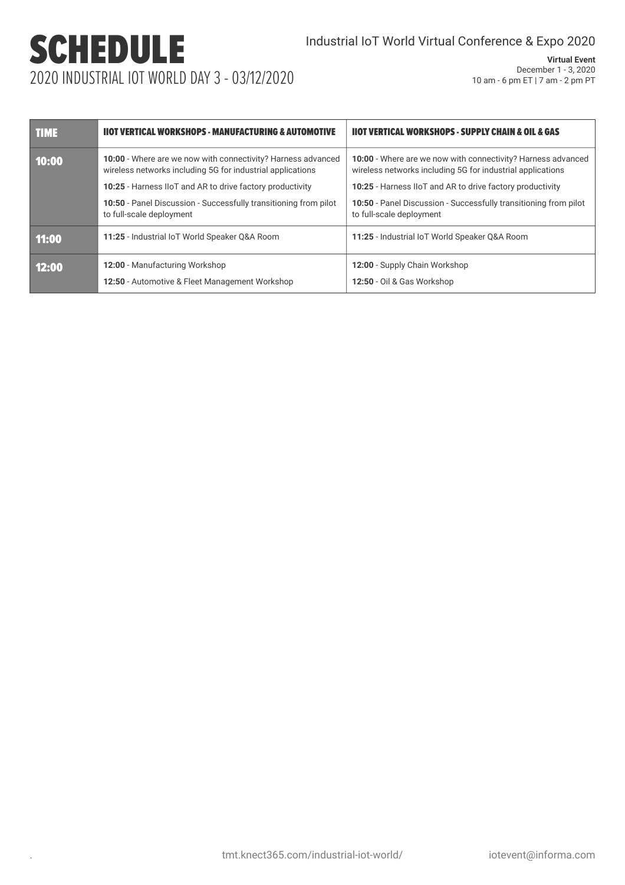# SCHEDULE

## 2020 INDUSTRIAL IOT WORLD DAY 3 - 03/12/2020

Industrial IoT World Virtual Conference & Expo 2020

**Virtual Event**
December 1 - 3, 2020
10 am - 6 pm ET | 7 am - 2 pm PT

| TIME | IIOT VERTICAL WORKSHOPS - MANUFACTURING & AUTOMOTIVE | IIOT VERTICAL WORKSHOPS - SUPPLY CHAIN & OIL & GAS |
|---|---|---|
| 10:00 | **10:00** - Where are we now with connectivity? Harness advanced wireless networks including 5G for industrial applications<br>**10:25** - Harness IIoT and AR to drive factory productivity<br>**10:50** - Panel Discussion - Successfully transitioning from pilot to full-scale deployment | **10:00** - Where are we now with connectivity? Harness advanced wireless networks including 5G for industrial applications<br>**10:25** - Harness IIoT and AR to drive factory productivity<br>**10:50** - Panel Discussion - Successfully transitioning from pilot to full-scale deployment |
| 11:00 | **11:25** - Industrial IoT World Speaker Q&A Room | **11:25** - Industrial IoT World Speaker Q&A Room |
| 12:00 | **12:00** - Manufacturing Workshop<br>**12:50** - Automotive & Fleet Management Workshop | **12:00** - Supply Chain Workshop<br>**12:50** - Oil & Gas Workshop |

tmt.knect365.com/industrial-iot-world/ iotevent@informa.com